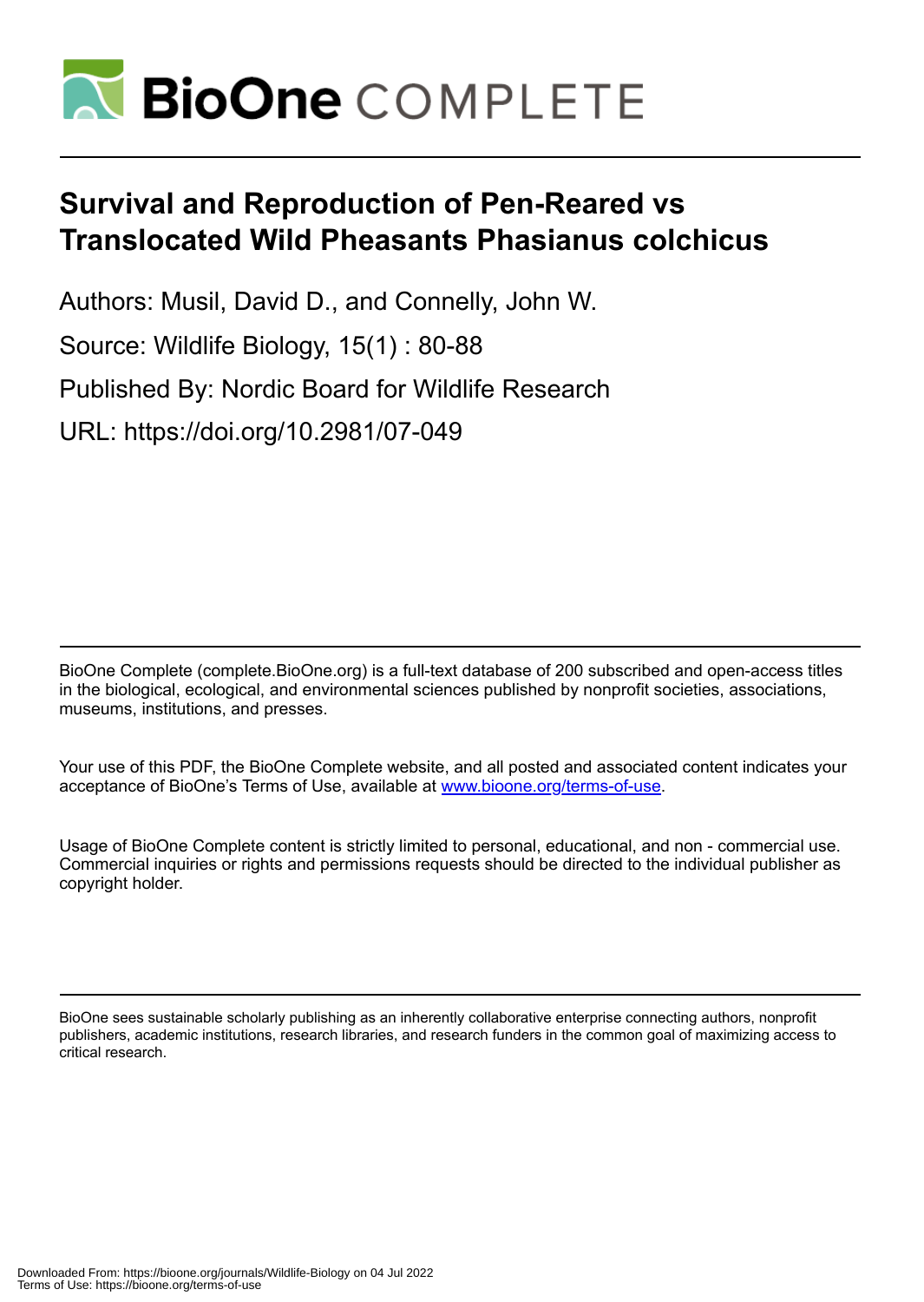# BioOne COMPLETE

# Survival and Reproduction of Pen-Reared vs Translocated Wild Pheasants Phasianus colchicus

Authors: Musil, David D., and Connelly, John W.

Source: Wildlife Biology, 15(1) : 80-88

Published By: Nordic Board for Wildlife Research

URL: https://doi.org/10.2981/07-049

BioOne Complete (complete.BioOne.org) is a full-text database of 200 subscribed and open-access titles in the biological, ecological, and environmental sciences published by nonprofit societies, associations, museums, institutions, and presses.

Your use of this PDF, the BioOne Complete website, and all posted and associated content indicates your acceptance of BioOne's Terms of Use, available at www.bioone.org/terms-of-use.

Usage of BioOne Complete content is strictly limited to personal, educational, and non - commercial use. Commercial inquiries or rights and permissions requests should be directed to the individual publisher as copyright holder.

BioOne sees sustainable scholarly publishing as an inherently collaborative enterprise connecting authors, nonprofit publishers, academic institutions, research libraries, and research funders in the common goal of maximizing access to critical research.

Downloaded From: https://bioone.org/journals/Wildlife-Biology on 04 Jul 2022
Terms of Use: https://bioone.org/terms-of-use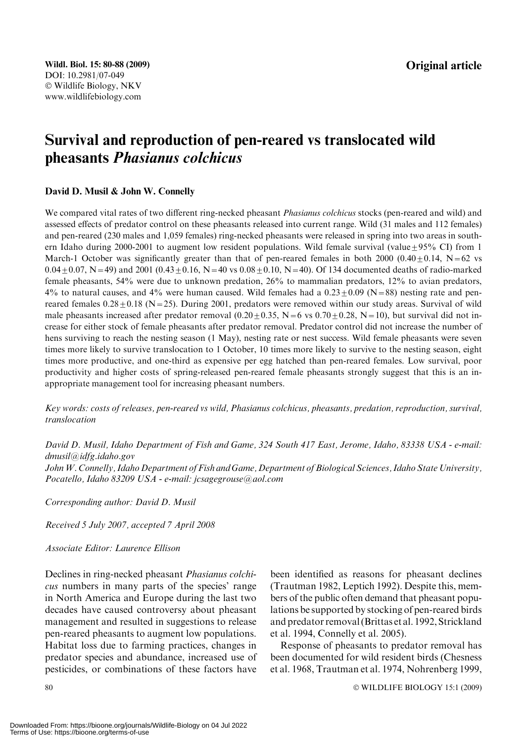Wildl. Biol. 15: 80-88 (2009)
DOI: 10.2981/07-049
© Wildlife Biology, NKV
www.wildlifebiology.com

**Original article**

# Survival and reproduction of pen-reared vs translocated wild pheasants *Phasianus colchicus*

**David D. Musil & John W. Connelly**

We compared vital rates of two different ring-necked pheasant *Phasianus colchicus* stocks (pen-reared and wild) and assessed effects of predator control on these pheasants released into current range. Wild (31 males and 112 females) and pen-reared (230 males and 1,059 females) ring-necked pheasants were released in spring into two areas in southern Idaho during 2000-2001 to augment low resident populations. Wild female survival (value ± 95% CI) from 1 March-1 October was significantly greater than that of pen-reared females in both 2000 ($0.40 \pm 0.14$, N = 62 vs $0.04 \pm 0.07$, N = 49) and 2001 ($0.43 \pm 0.16$, N = 40 vs $0.08 \pm 0.10$, N = 40). Of 134 documented deaths of radio-marked female pheasants, 54% were due to unknown predation, 26% to mammalian predators, 12% to avian predators, 4% to natural causes, and 4% were human caused. Wild females had a $0.23 \pm 0.09$ (N = 88) nesting rate and pen-reared females $0.28 \pm 0.18$ (N = 25). During 2001, predators were removed within our study areas. Survival of wild male pheasants increased after predator removal ($0.20 \pm 0.35$, N = 6 vs $0.70 \pm 0.28$, N = 10), but survival did not increase for either stock of female pheasants after predator removal. Predator control did not increase the number of hens surviving to reach the nesting season (1 May), nesting rate or nest success. Wild female pheasants were seven times more likely to survive translocation to 1 October, 10 times more likely to survive to the nesting season, eight times more productive, and one-third as expensive per egg hatched than pen-reared females. Low survival, poor productivity and higher costs of spring-released pen-reared female pheasants strongly suggest that this is an inappropriate management tool for increasing pheasant numbers.

*Key words: costs of releases, pen-reared vs wild, Phasianus colchicus, pheasants, predation, reproduction, survival, translocation*

*David D. Musil, Idaho Department of Fish and Game, 324 South 417 East, Jerome, Idaho, 83338 USA - e-mail: dmusil@idfg.idaho.gov*
*John W. Connelly, Idaho Department of Fish and Game, Department of Biological Sciences, Idaho State University, Pocatello, Idaho 83209 USA - e-mail: jcsagegrouse@aol.com*

*Corresponding author: David D. Musil*

*Received 5 July 2007, accepted 7 April 2008*

*Associate Editor: Laurence Ellison*

Declines in ring-necked pheasant *Phasianus colchicus* numbers in many parts of the species' range in North America and Europe during the last two decades have caused controversy about pheasant management and resulted in suggestions to release pen-reared pheasants to augment low populations. Habitat loss due to farming practices, changes in predator species and abundance, increased use of pesticides, or combinations of these factors have been identified as reasons for pheasant declines (Trautman 1982, Leptich 1992). Despite this, members of the public often demand that pheasant populations be supported by stocking of pen-reared birds and predator removal (Brittas et al. 1992, Strickland et al. 1994, Connelly et al. 2005).

Response of pheasants to predator removal has been documented for wild resident birds (Chesness et al. 1968, Trautman et al. 1974, Nohrenberg 1999,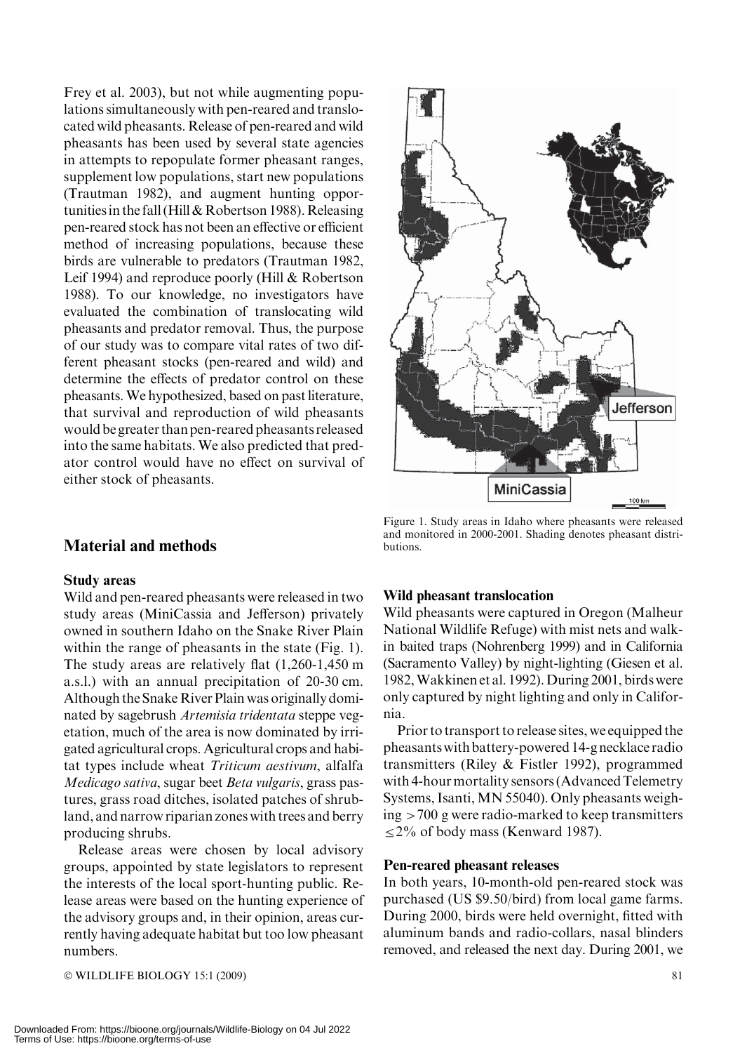Frey et al. 2003), but not while augmenting populations simultaneously with pen-reared and translocated wild pheasants. Release of pen-reared and wild pheasants has been used by several state agencies in attempts to repopulate former pheasant ranges, supplement low populations, start new populations (Trautman 1982), and augment hunting opportunities in the fall (Hill & Robertson 1988). Releasing pen-reared stock has not been an effective or efficient method of increasing populations, because these birds are vulnerable to predators (Trautman 1982, Leif 1994) and reproduce poorly (Hill & Robertson 1988). To our knowledge, no investigators have evaluated the combination of translocating wild pheasants and predator removal. Thus, the purpose of our study was to compare vital rates of two different pheasant stocks (pen-reared and wild) and determine the effects of predator control on these pheasants. We hypothesized, based on past literature, that survival and reproduction of wild pheasants would be greater than pen-reared pheasants released into the same habitats. We also predicted that predator control would have no effect on survival of either stock of pheasants.

Figure 1. Study areas in Idaho where pheasants were released and monitored in 2000-2001. Shading denotes pheasant distributions.

## Material and methods

### Study areas

Wild and pen-reared pheasants were released in two study areas (MiniCassia and Jefferson) privately owned in southern Idaho on the Snake River Plain within the range of pheasants in the state (Fig. 1). The study areas are relatively flat (1,260-1,450 m a.s.l.) with an annual precipitation of 20-30 cm. Although the Snake River Plain was originally dominated by sagebrush *Artemisia tridentata* steppe vegetation, much of the area is now dominated by irrigated agricultural crops. Agricultural crops and habitat types include wheat *Triticum aestivum*, alfalfa *Medicago sativa*, sugar beet *Beta vulgaris*, grass pastures, grass road ditches, isolated patches of shrubland, and narrow riparian zones with trees and berry producing shrubs.

Release areas were chosen by local advisory groups, appointed by state legislators to represent the interests of the local sport-hunting public. Release areas were based on the hunting experience of the advisory groups and, in their opinion, areas currently having adequate habitat but too low pheasant numbers.

### Wild pheasant translocation

Wild pheasants were captured in Oregon (Malheur National Wildlife Refuge) with mist nets and walk-in baited traps (Nohrenberg 1999) and in California (Sacramento Valley) by night-lighting (Giesen et al. 1982, Wakkinen et al. 1992). During 2001, birds were only captured by night lighting and only in California.

Prior to transport to release sites, we equipped the pheasants with battery-powered 14-g necklace radio transmitters (Riley & Fistler 1992), programmed with 4-hour mortality sensors (Advanced Telemetry Systems, Isanti, MN 55040). Only pheasants weighing >700 g were radio-marked to keep transmitters ≤2% of body mass (Kenward 1987).

### Pen-reared pheasant releases

In both years, 10-month-old pen-reared stock was purchased (US $9.50/bird) from local game farms. During 2000, birds were held overnight, fitted with aluminum bands and radio-collars, nasal blinders removed, and released the next day. During 2001, we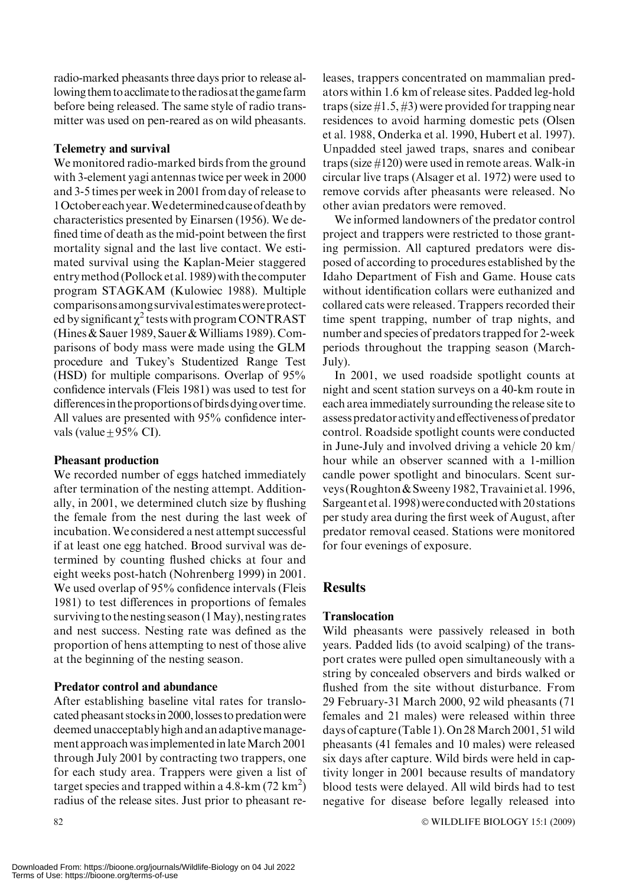radio-marked pheasants three days prior to release allowing them to acclimate to the radios at the game farm before being released. The same style of radio transmitter was used on pen-reared as on wild pheasants.

### Telemetry and survival

We monitored radio-marked birds from the ground with 3-element yagi antennas twice per week in 2000 and 3-5 times per week in 2001 from day of release to 1 October each year. We determined cause of death by characteristics presented by Einarsen (1956). We defined time of death as the mid-point between the first mortality signal and the last live contact. We estimated survival using the Kaplan-Meier staggered entry method (Pollock et al. 1989) with the computer program STAGKAM (Kulowiec 1988). Multiple comparisons among survival estimates were protected by significant $\chi^2$ tests with program CONTRAST (Hines & Sauer 1989, Sauer & Williams 1989). Comparisons of body mass were made using the GLM procedure and Tukey's Studentized Range Test (HSD) for multiple comparisons. Overlap of 95% confidence intervals (Fleis 1981) was used to test for differences in the proportions of birds dying over time. All values are presented with 95% confidence intervals (value $\pm$ 95% CI).

### Pheasant production

We recorded number of eggs hatched immediately after termination of the nesting attempt. Additionally, in 2001, we determined clutch size by flushing the female from the nest during the last week of incubation. We considered a nest attempt successful if at least one egg hatched. Brood survival was determined by counting flushed chicks at four and eight weeks post-hatch (Nohrenberg 1999) in 2001. We used overlap of 95% confidence intervals (Fleis 1981) to test differences in proportions of females surviving to the nesting season (1 May), nesting rates and nest success. Nesting rate was defined as the proportion of hens attempting to nest of those alive at the beginning of the nesting season.

### Predator control and abundance

After establishing baseline vital rates for translocated pheasant stocks in 2000, losses to predation were deemed unacceptably high and an adaptive management approach was implemented in late March 2001 through July 2001 by contracting two trappers, one for each study area. Trappers were given a list of target species and trapped within a 4.8-km (72 km$^2$) radius of the release sites. Just prior to pheasant releases, trappers concentrated on mammalian predators within 1.6 km of release sites. Padded leg-hold traps (size #1.5, #3) were provided for trapping near residences to avoid harming domestic pets (Olsen et al. 1988, Onderka et al. 1990, Hubert et al. 1997). Unpadded steel jawed traps, snares and conibear traps (size #120) were used in remote areas. Walk-in circular live traps (Alsager et al. 1972) were used to remove corvids after pheasants were released. No other avian predators were removed.

We informed landowners of the predator control project and trappers were restricted to those granting permission. All captured predators were disposed of according to procedures established by the Idaho Department of Fish and Game. House cats without identification collars were euthanized and collared cats were released. Trappers recorded their time spent trapping, number of trap nights, and number and species of predators trapped for 2-week periods throughout the trapping season (March-July).

In 2001, we used roadside spotlight counts at night and scent station surveys on a 40-km route in each area immediately surrounding the release site to assess predator activity and effectiveness of predator control. Roadside spotlight counts were conducted in June-July and involved driving a vehicle 20 km/hour while an observer scanned with a 1-million candle power spotlight and binoculars. Scent surveys (Roughton & Sweeny 1982, Travaini et al. 1996, Sargeant et al. 1998) were conducted with 20 stations per study area during the first week of August, after predator removal ceased. Stations were monitored for four evenings of exposure.

## Results

### Translocation

Wild pheasants were passively released in both years. Padded lids (to avoid scalping) of the transport crates were pulled open simultaneously with a string by concealed observers and birds walked or flushed from the site without disturbance. From 29 February-31 March 2000, 92 wild pheasants (71 females and 21 males) were released within three days of capture (Table 1). On 28 March 2001, 51 wild pheasants (41 females and 10 males) were released six days after capture. Wild birds were held in captivity longer in 2001 because results of mandatory blood tests were delayed. All wild birds had to test negative for disease before legally released into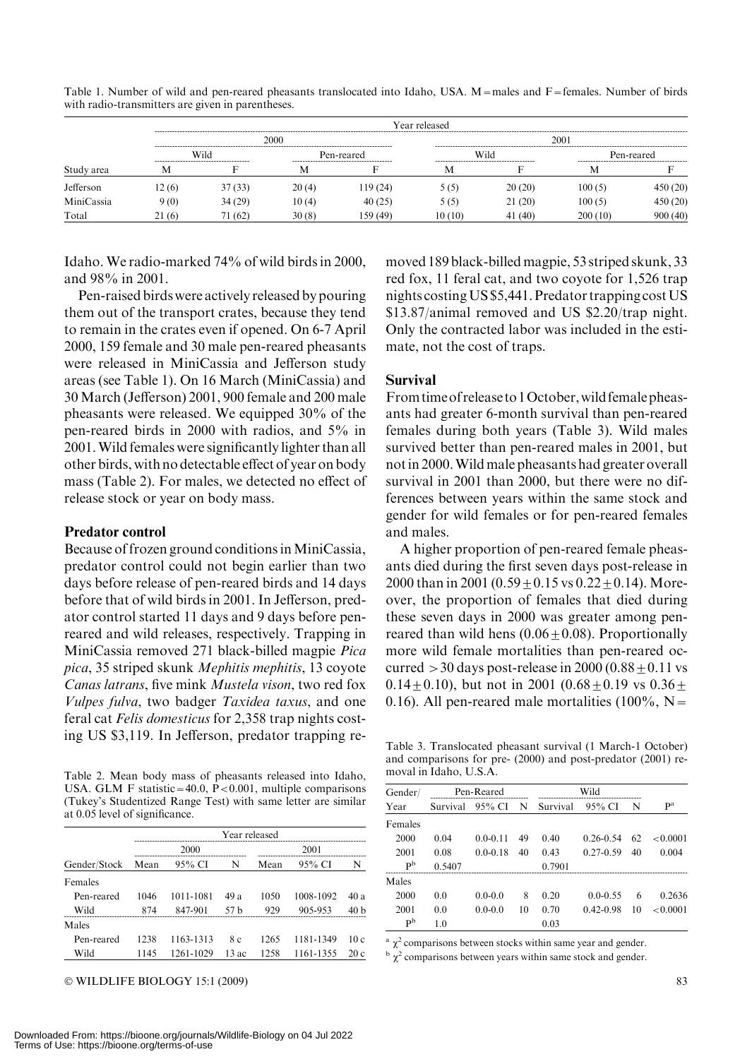Table 1. Number of wild and pen-reared pheasants translocated into Idaho, USA. M = males and F = females. Number of birds with radio-transmitters are given in parentheses.

| | Year released | | | | | | | |
|---|---|---|---|---|---|---|---|---|
| | 2000 | | | | 2001 | | | |
| | Wild | | Pen-reared | | Wild | | Pen-reared | |
| Study area | M | F | M | F | M | F | M | F |
| Jefferson | 12 (6) | 37 (33) | 20 (4) | 119 (24) | 5 (5) | 20 (20) | 100 (5) | 450 (20) |
| MiniCassia | 9 (0) | 34 (29) | 10 (4) | 40 (25) | 5 (5) | 21 (20) | 100 (5) | 450 (20) |
| Total | 21 (6) | 71 (62) | 30 (8) | 159 (49) | 10 (10) | 41 (40) | 200 (10) | 900 (40) |

Idaho. We radio-marked 74% of wild birds in 2000, and 98% in 2001.

Pen-raised birds were actively released by pouring them out of the transport crates, because they tend to remain in the crates even if opened. On 6-7 April 2000, 159 female and 30 male pen-reared pheasants were released in MiniCassia and Jefferson study areas (see Table 1). On 16 March (MiniCassia) and 30 March (Jefferson) 2001, 900 female and 200 male pheasants were released. We equipped 30% of the pen-reared birds in 2000 with radios, and 5% in 2001. Wild females were significantly lighter than all other birds, with no detectable effect of year on body mass (Table 2). For males, we detected no effect of release stock or year on body mass.

## Predator control

Because of frozen ground conditions in MiniCassia, predator control could not begin earlier than two days before release of pen-reared birds and 14 days before that of wild birds in 2001. In Jefferson, predator control started 11 days and 9 days before pen-reared and wild releases, respectively. Trapping in MiniCassia removed 271 black-billed magpie *Pica pica*, 35 striped skunk *Mephitis mephitis*, 13 coyote *Canas latrans*, five mink *Mustela vison*, two red fox *Vulpes fulva*, two badger *Taxidea taxus*, and one feral cat *Felis domesticus* for 2,358 trap nights costing US $3,119. In Jefferson, predator trapping removed 189 black-billed magpie, 53 striped skunk, 33 red fox, 11 feral cat, and two coyote for 1,526 trap nights costing US $5,441. Predator trapping cost US $13.87/animal removed and US $2.20/trap night. Only the contracted labor was included in the estimate, not the cost of traps.

Table 2. Mean body mass of pheasants released into Idaho, USA. GLM F statistic = 40.0, P < 0.001, multiple comparisons (Tukey's Studentized Range Test) with same letter are similar at 0.05 level of significance.

| | Year released | | | | | |
|---|---|---|---|---|---|---|
| | 2000 | | | 2001 | | |
| Gender/Stock | Mean | 95% CI | N | Mean | 95% CI | N |
| Females | | | | | | |
| Pen-reared | 1046 | 1011-1081 | 49 a | 1050 | 1008-1092 | 40 a |
| Wild | 874 | 847-901 | 57 b | 929 | 905-953 | 40 b |
| Males | | | | | | |
| Pen-reared | 1238 | 1163-1313 | 8 c | 1265 | 1181-1349 | 10 c |
| Wild | 1145 | 1261-1029 | 13 ac | 1258 | 1161-1355 | 20 c |

## Survival

From time of release to 1 October, wild female pheasants had greater 6-month survival than pen-reared females during both years (Table 3). Wild males survived better than pen-reared males in 2001, but not in 2000. Wild male pheasants had greater overall survival in 2001 than 2000, but there were no differences between years within the same stock and gender for wild females or for pen-reared females and males.

A higher proportion of pen-reared female pheasants died during the first seven days post-release in 2000 than in 2001 ($0.59 \pm 0.15$ vs $0.22 \pm 0.14$). Moreover, the proportion of females that died during these seven days in 2000 was greater among pen-reared than wild hens ($0.06 \pm 0.08$). Proportionally more wild female mortalities than pen-reared occurred > 30 days post-release in 2000 ($0.88 \pm 0.11$ vs $0.14 \pm 0.10$), but not in 2001 ($0.68 \pm 0.19$ vs $0.36 \pm 0.16$). All pen-reared male mortalities (100%, N =

Table 3. Translocated pheasant survival (1 March-1 October) and comparisons for pre- (2000) and post-predator (2001) removal in Idaho, U.S.A.

| Gender/ | Pen-Reared | | | Wild | | | |
|---|---|---|---|---|---|---|---|
| Year | Survival | 95% CI | N | Survival | 95% CI | N | P[a] |
| Females | | | | | | | |
| 2000 | 0.04 | 0.0-0.11 | 49 | 0.40 | 0.26-0.54 | 62 | < 0.0001 |
| 2001 | 0.08 | 0.0-0.18 | 40 | 0.43 | 0.27-0.59 | 40 | 0.004 |
| P[b] | 0.5407 | | | 0.7901 | | | |
| Males | | | | | | | |
| 2000 | 0.0 | 0.0-0.0 | 8 | 0.20 | 0.0-0.55 | 6 | 0.2636 |
| 2001 | 0.0 | 0.0-0.0 | 10 | 0.70 | 0.42-0.98 | 10 | < 0.0001 |
| P[b] | 1.0 | | | 0.03 | | | |

[a] $\chi^2$ comparisons between stocks within same year and gender.

[b] $\chi^2$ comparisons between years within same stock and gender.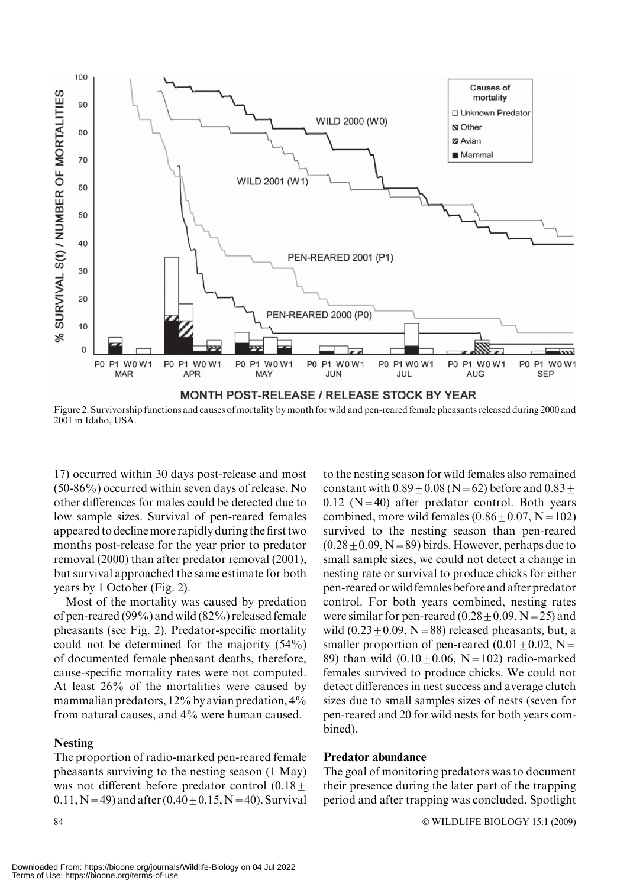Figure 2. Survivorship functions and causes of mortality by month for wild and pen-reared female pheasants released during 2000 and 2001 in Idaho, USA.

17) occurred within 30 days post-release and most (50-86%) occurred within seven days of release. No other differences for males could be detected due to low sample sizes. Survival of pen-reared females appeared to decline more rapidly during the first two months post-release for the year prior to predator removal (2000) than after predator removal (2001), but survival approached the same estimate for both years by 1 October (Fig. 2).

Most of the mortality was caused by predation of pen-reared (99%) and wild (82%) released female pheasants (see Fig. 2). Predator-specific mortality could not be determined for the majority (54%) of documented female pheasant deaths, therefore, cause-specific mortality rates were not computed. At least 26% of the mortalities were caused by mammalian predators, 12% by avian predation, 4% from natural causes, and 4% were human caused.

## Nesting

The proportion of radio-marked pen-reared female pheasants surviving to the nesting season (1 May) was not different before predator control ($0.18 \pm 0.11$, $N = 49$) and after ($0.40 \pm 0.15$, $N = 40$). Survival to the nesting season for wild females also remained constant with $0.89 \pm 0.08$ ($N = 62$) before and $0.83 \pm 0.12$ ($N = 40$) after predator control. Both years combined, more wild females ($0.86 \pm 0.07$, $N = 102$) survived to the nesting season than pen-reared ($0.28 \pm 0.09$, $N = 89$) birds. However, perhaps due to small sample sizes, we could not detect a change in nesting rate or survival to produce chicks for either pen-reared or wild females before and after predator control. For both years combined, nesting rates were similar for pen-reared ($0.28 \pm 0.09$, $N = 25$) and wild ($0.23 \pm 0.09$, $N = 88$) released pheasants, but, a smaller proportion of pen-reared ($0.01 \pm 0.02$, $N = 89$) than wild ($0.10 \pm 0.06$, $N = 102$) radio-marked females survived to produce chicks. We could not detect differences in nest success and average clutch sizes due to small samples sizes of nests (seven for pen-reared and 20 for wild nests for both years combined).

## Predator abundance

The goal of monitoring predators was to document their presence during the later part of the trapping period and after trapping was concluded. Spotlight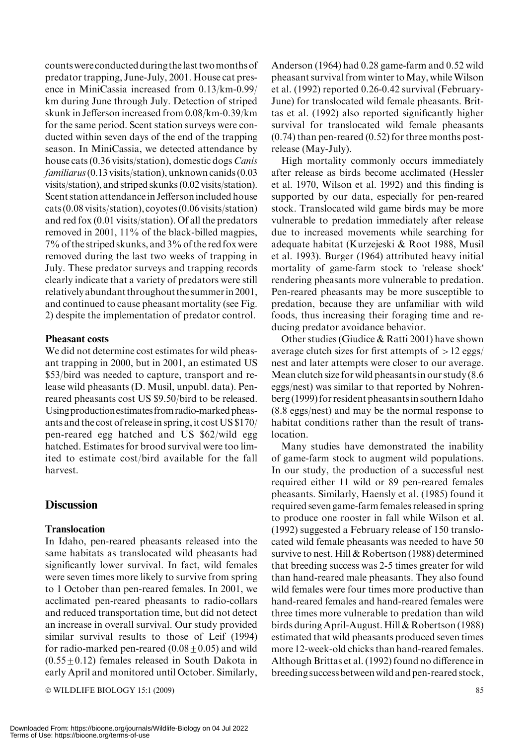counts were conducted during the last two months of predator trapping, June-July, 2001. House cat presence in MiniCassia increased from 0.13/km-0.99/km during June through July. Detection of striped skunk in Jefferson increased from 0.08/km-0.39/km for the same period. Scent station surveys were conducted within seven days of the end of the trapping season. In MiniCassia, we detected attendance by house cats (0.36 visits/station), domestic dogs *Canis familiarus* (0.13 visits/station), unknown canids (0.03 visits/station), and striped skunks (0.02 visits/station). Scent station attendance in Jefferson included house cats (0.08 visits/station), coyotes (0.06 visits/station) and red fox (0.01 visits/station). Of all the predators removed in 2001, 11% of the black-billed magpies, 7% of the striped skunks, and 3% of the red fox were removed during the last two weeks of trapping in July. These predator surveys and trapping records clearly indicate that a variety of predators were still relatively abundant throughout the summer in 2001, and continued to cause pheasant mortality (see Fig. 2) despite the implementation of predator control.

### Pheasant costs

We did not determine cost estimates for wild pheasant trapping in 2000, but in 2001, an estimated US \$53/bird was needed to capture, transport and release wild pheasants (D. Musil, unpubl. data). Pen-reared pheasants cost US \$9.50/bird to be released. Using production estimates from radio-marked pheasants and the cost of release in spring, it cost US \$170/pen-reared egg hatched and US \$62/wild egg hatched. Estimates for brood survival were too limited to estimate cost/bird available for the fall harvest.

## Discussion

### Translocation

In Idaho, pen-reared pheasants released into the same habitats as translocated wild pheasants had significantly lower survival. In fact, wild females were seven times more likely to survive from spring to 1 October than pen-reared females. In 2001, we acclimated pen-reared pheasants to radio-collars and reduced transportation time, but did not detect an increase in overall survival. Our study provided similar survival results to those of Leif (1994) for radio-marked pen-reared ($0.08 \pm 0.05$) and wild ($0.55 \pm 0.12$) females released in South Dakota in early April and monitored until October. Similarly, Anderson (1964) had 0.28 game-farm and 0.52 wild pheasant survival from winter to May, while Wilson et al. (1992) reported 0.26-0.42 survival (February-June) for translocated wild female pheasants. Brittas et al. (1992) also reported significantly higher survival for translocated wild female pheasants (0.74) than pen-reared (0.52) for three months post-release (May-July).

High mortality commonly occurs immediately after release as birds become acclimated (Hessler et al. 1970, Wilson et al. 1992) and this finding is supported by our data, especially for pen-reared stock. Translocated wild game birds may be more vulnerable to predation immediately after release due to increased movements while searching for adequate habitat (Kurzejeski & Root 1988, Musil et al. 1993). Burger (1964) attributed heavy initial mortality of game-farm stock to 'release shock' rendering pheasants more vulnerable to predation. Pen-reared pheasants may be more susceptible to predation, because they are unfamiliar with wild foods, thus increasing their foraging time and reducing predator avoidance behavior.

Other studies (Giudice & Ratti 2001) have shown average clutch sizes for first attempts of > 12 eggs/nest and later attempts were closer to our average. Mean clutch size for wild pheasants in our study (8.6 eggs/nest) was similar to that reported by Nohrenberg (1999) for resident pheasants in southern Idaho (8.8 eggs/nest) and may be the normal response to habitat conditions rather than the result of translocation.

Many studies have demonstrated the inability of game-farm stock to augment wild populations. In our study, the production of a successful nest required either 11 wild or 89 pen-reared females pheasants. Similarly, Haensly et al. (1985) found it required seven game-farm females released in spring to produce one rooster in fall while Wilson et al. (1992) suggested a February release of 150 translocated wild female pheasants was needed to have 50 survive to nest. Hill & Robertson (1988) determined that breeding success was 2-5 times greater for wild than hand-reared male pheasants. They also found wild females were four times more productive than hand-reared females and hand-reared females were three times more vulnerable to predation than wild birds during April-August. Hill & Robertson (1988) estimated that wild pheasants produced seven times more 12-week-old chicks than hand-reared females. Although Brittas et al. (1992) found no difference in breeding success between wild and pen-reared stock,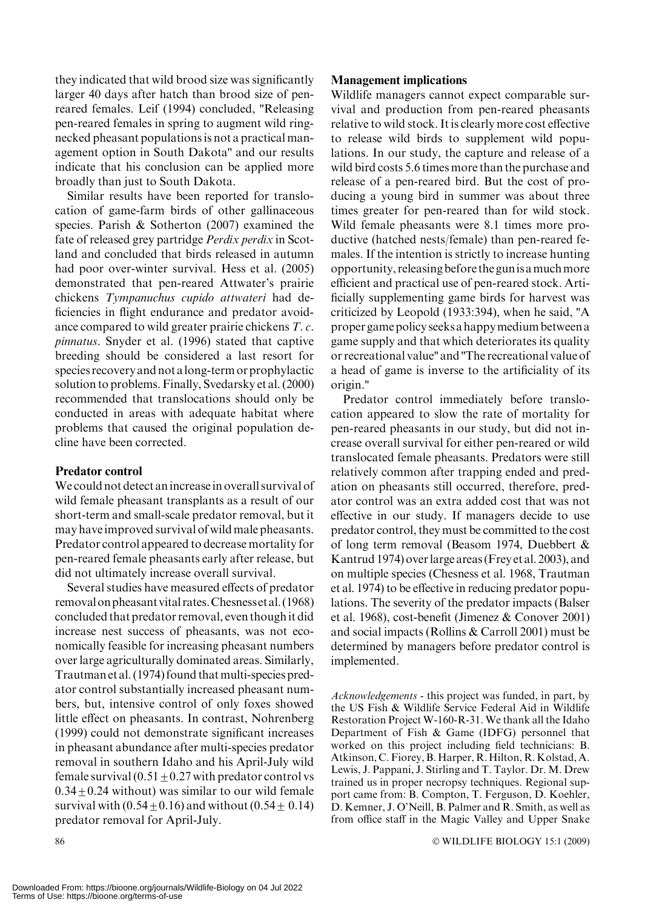they indicated that wild brood size was significantly larger 40 days after hatch than brood size of pen-reared females. Leif (1994) concluded, "Releasing pen-reared females in spring to augment wild ring-necked pheasant populations is not a practical management option in South Dakota" and our results indicate that his conclusion can be applied more broadly than just to South Dakota.

Similar results have been reported for translocation of game-farm birds of other gallinaceous species. Parish & Sotherton (2007) examined the fate of released grey partridge *Perdix perdix* in Scotland and concluded that birds released in autumn had poor over-winter survival. Hess et al. (2005) demonstrated that pen-reared Attwater's prairie chickens *Tympanuchus cupido attwateri* had deficiencies in flight endurance and predator avoidance compared to wild greater prairie chickens *T. c. pinnatus*. Snyder et al. (1996) stated that captive breeding should be considered a last resort for species recovery and not a long-term or prophylactic solution to problems. Finally, Svedarsky et al. (2000) recommended that translocations should only be conducted in areas with adequate habitat where problems that caused the original population decline have been corrected.

## Predator control

We could not detect an increase in overall survival of wild female pheasant transplants as a result of our short-term and small-scale predator removal, but it may have improved survival of wild male pheasants. Predator control appeared to decrease mortality for pen-reared female pheasants early after release, but did not ultimately increase overall survival.

Several studies have measured effects of predator removal on pheasant vital rates. Chesness et al. (1968) concluded that predator removal, even though it did increase nest success of pheasants, was not economically feasible for increasing pheasant numbers over large agriculturally dominated areas. Similarly, Trautman et al. (1974) found that multi-species predator control substantially increased pheasant numbers, but, intensive control of only foxes showed little effect on pheasants. In contrast, Nohrenberg (1999) could not demonstrate significant increases in pheasant abundance after multi-species predator removal in southern Idaho and his April-July wild female survival ($0.51 \pm 0.27$ with predator control vs $0.34 \pm 0.24$ without) was similar to our wild female survival with ($0.54 \pm 0.16$) and without ($0.54 \pm 0.14$) predator removal for April-July.

## Management implications

Wildlife managers cannot expect comparable survival and production from pen-reared pheasants relative to wild stock. It is clearly more cost effective to release wild birds to supplement wild populations. In our study, the capture and release of a wild bird costs 5.6 times more than the purchase and release of a pen-reared bird. But the cost of producing a young bird in summer was about three times greater for pen-reared than for wild stock. Wild female pheasants were 8.1 times more productive (hatched nests/female) than pen-reared females. If the intention is strictly to increase hunting opportunity, releasing before the gun is a much more efficient and practical use of pen-reared stock. Artificially supplementing game birds for harvest was criticized by Leopold (1933:394), when he said, "A proper game policy seeks a happy medium between a game supply and that which deteriorates its quality or recreational value" and "The recreational value of a head of game is inverse to the artificiality of its origin."

Predator control immediately before translocation appeared to slow the rate of mortality for pen-reared pheasants in our study, but did not increase overall survival for either pen-reared or wild translocated female pheasants. Predators were still relatively common after trapping ended and predation on pheasants still occurred, therefore, predator control was an extra added cost that was not effective in our study. If managers decide to use predator control, they must be committed to the cost of long term removal (Beasom 1974, Duebbert & Kantrud 1974) over large areas (Frey et al. 2003), and on multiple species (Chesness et al. 1968, Trautman et al. 1974) to be effective in reducing predator populations. The severity of the predator impacts (Balser et al. 1968), cost-benefit (Jimenez & Conover 2001) and social impacts (Rollins & Carroll 2001) must be determined by managers before predator control is implemented.

*Acknowledgements* - this project was funded, in part, by the US Fish & Wildlife Service Federal Aid in Wildlife Restoration Project W-160-R-31. We thank all the Idaho Department of Fish & Game (IDFG) personnel that worked on this project including field technicians: B. Atkinson, C. Fiorey, B. Harper, R. Hilton, R. Kolstad, A. Lewis, J. Pappani, J. Stirling and T. Taylor. Dr. M. Drew trained us in proper necropsy techniques. Regional support came from: B. Compton, T. Ferguson, D. Koehler, D. Kemner, J. O'Neill, B. Palmer and R. Smith, as well as from office staff in the Magic Valley and Upper Snake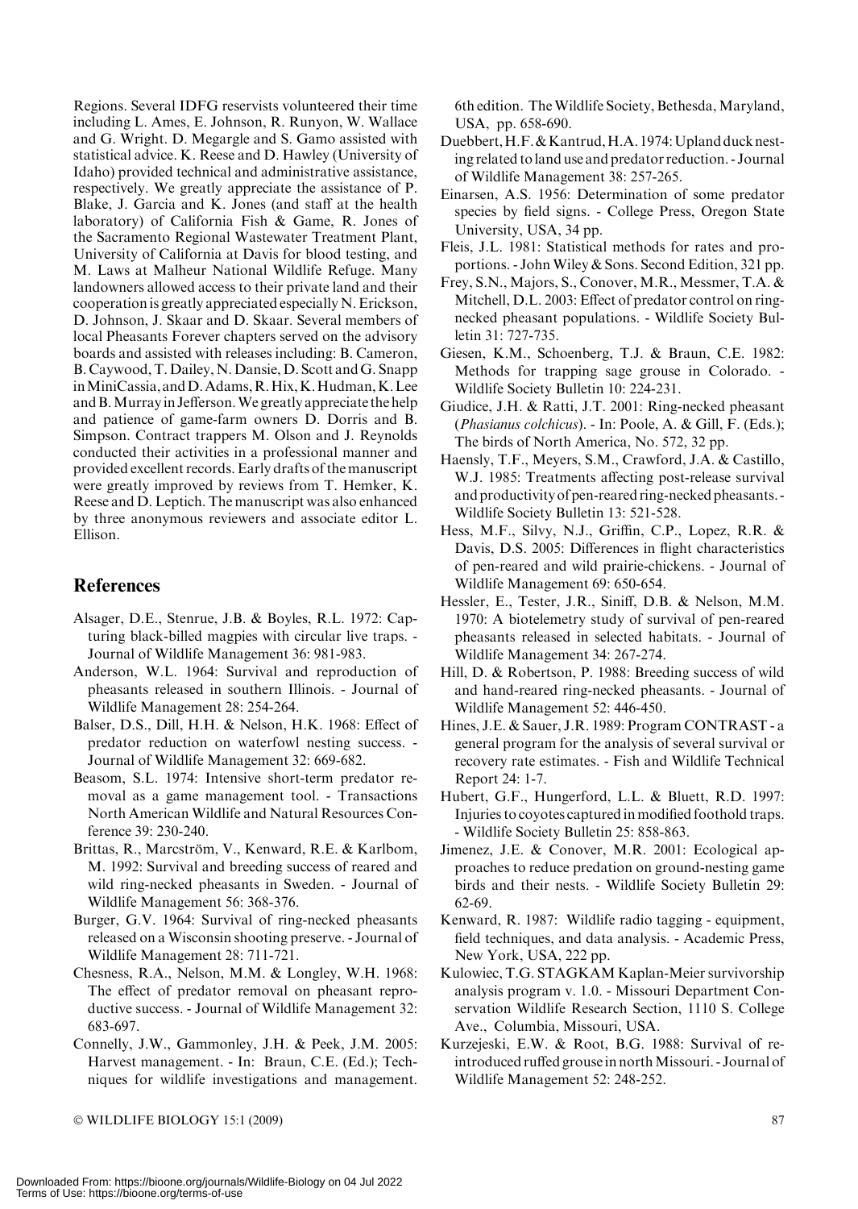Regions. Several IDFG reservists volunteered their time including L. Ames, E. Johnson, R. Runyon, W. Wallace and G. Wright. D. Megargle and S. Gamo assisted with statistical advice. K. Reese and D. Hawley (University of Idaho) provided technical and administrative assistance, respectively. We greatly appreciate the assistance of P. Blake, J. Garcia and K. Jones (and staff at the health laboratory) of California Fish & Game, R. Jones of the Sacramento Regional Wastewater Treatment Plant, University of California at Davis for blood testing, and M. Laws at Malheur National Wildlife Refuge. Many landowners allowed access to their private land and their cooperation is greatly appreciated especially N. Erickson, D. Johnson, J. Skaar and D. Skaar. Several members of local Pheasants Forever chapters served on the advisory boards and assisted with releases including: B. Cameron, B. Caywood, T. Dailey, N. Dansie, D. Scott and G. Snapp in MiniCassia, and D. Adams, R. Hix, K. Hudman, K. Lee and B. Murray in Jefferson. We greatly appreciate the help and patience of game-farm owners D. Dorris and B. Simpson. Contract trappers M. Olson and J. Reynolds conducted their activities in a professional manner and provided excellent records. Early drafts of the manuscript were greatly improved by reviews from T. Hemker, K. Reese and D. Leptich. The manuscript was also enhanced by three anonymous reviewers and associate editor L. Ellison.

## References

Alsager, D.E., Stenrue, J.B. & Boyles, R.L. 1972: Capturing black-billed magpies with circular live traps. - Journal of Wildlife Management 36: 981-983.

Anderson, W.L. 1964: Survival and reproduction of pheasants released in southern Illinois. - Journal of Wildlife Management 28: 254-264.

Balser, D.S., Dill, H.H. & Nelson, H.K. 1968: Effect of predator reduction on waterfowl nesting success. - Journal of Wildlife Management 32: 669-682.

Beasom, S.L. 1974: Intensive short-term predator removal as a game management tool. - Transactions North American Wildlife and Natural Resources Conference 39: 230-240.

Brittas, R., Marcström, V., Kenward, R.E. & Karlbom, M. 1992: Survival and breeding success of reared and wild ring-necked pheasants in Sweden. - Journal of Wildlife Management 56: 368-376.

Burger, G.V. 1964: Survival of ring-necked pheasants released on a Wisconsin shooting preserve. - Journal of Wildlife Management 28: 711-721.

Chesness, R.A., Nelson, M.M. & Longley, W.H. 1968: The effect of predator removal on pheasant reproductive success. - Journal of Wildlife Management 32: 683-697.

Connelly, J.W., Gammonley, J.H. & Peek, J.M. 2005: Harvest management. - In: Braun, C.E. (Ed.); Techniques for wildlife investigations and management. 6th edition. The Wildlife Society, Bethesda, Maryland, USA, pp. 658-690.

Duebbert, H.F. & Kantrud, H.A. 1974: Upland duck nesting related to land use and predator reduction. - Journal of Wildlife Management 38: 257-265.

Einarsen, A.S. 1956: Determination of some predator species by field signs. - College Press, Oregon State University, USA, 34 pp.

Fleis, J.L. 1981: Statistical methods for rates and proportions. - John Wiley & Sons. Second Edition, 321 pp.

Frey, S.N., Majors, S., Conover, M.R., Messmer, T.A. & Mitchell, D.L. 2003: Effect of predator control on ring-necked pheasant populations. - Wildlife Society Bulletin 31: 727-735.

Giesen, K.M., Schoenberg, T.J. & Braun, C.E. 1982: Methods for trapping sage grouse in Colorado. - Wildlife Society Bulletin 10: 224-231.

Giudice, J.H. & Ratti, J.T. 2001: Ring-necked pheasant (*Phasianus colchicus*). - In: Poole, A. & Gill, F. (Eds.); The birds of North America, No. 572, 32 pp.

Haensly, T.F., Meyers, S.M., Crawford, J.A. & Castillo, W.J. 1985: Treatments affecting post-release survival and productivity of pen-reared ring-necked pheasants. - Wildlife Society Bulletin 13: 521-528.

Hess, M.F., Silvy, N.J., Griffin, C.P., Lopez, R.R. & Davis, D.S. 2005: Differences in flight characteristics of pen-reared and wild prairie-chickens. - Journal of Wildlife Management 69: 650-654.

Hessler, E., Tester, J.R., Siniff, D.B. & Nelson, M.M. 1970: A biotelemetry study of survival of pen-reared pheasants released in selected habitats. - Journal of Wildlife Management 34: 267-274.

Hill, D. & Robertson, P. 1988: Breeding success of wild and hand-reared ring-necked pheasants. - Journal of Wildlife Management 52: 446-450.

Hines, J.E. & Sauer, J.R. 1989: Program CONTRAST - a general program for the analysis of several survival or recovery rate estimates. - Fish and Wildlife Technical Report 24: 1-7.

Hubert, G.F., Hungerford, L.L. & Bluett, R.D. 1997: Injuries to coyotes captured in modified foothold traps. - Wildlife Society Bulletin 25: 858-863.

Jimenez, J.E. & Conover, M.R. 2001: Ecological approaches to reduce predation on ground-nesting game birds and their nests. - Wildlife Society Bulletin 29: 62-69.

Kenward, R. 1987: Wildlife radio tagging - equipment, field techniques, and data analysis. - Academic Press, New York, USA, 222 pp.

Kulowiec, T.G. STAGKAM Kaplan-Meier survivorship analysis program v. 1.0. - Missouri Department Conservation Wildlife Research Section, 1110 S. College Ave., Columbia, Missouri, USA.

Kurzejeski, E.W. & Root, B.G. 1988: Survival of reintroduced ruffed grouse in north Missouri. - Journal of Wildlife Management 52: 248-252.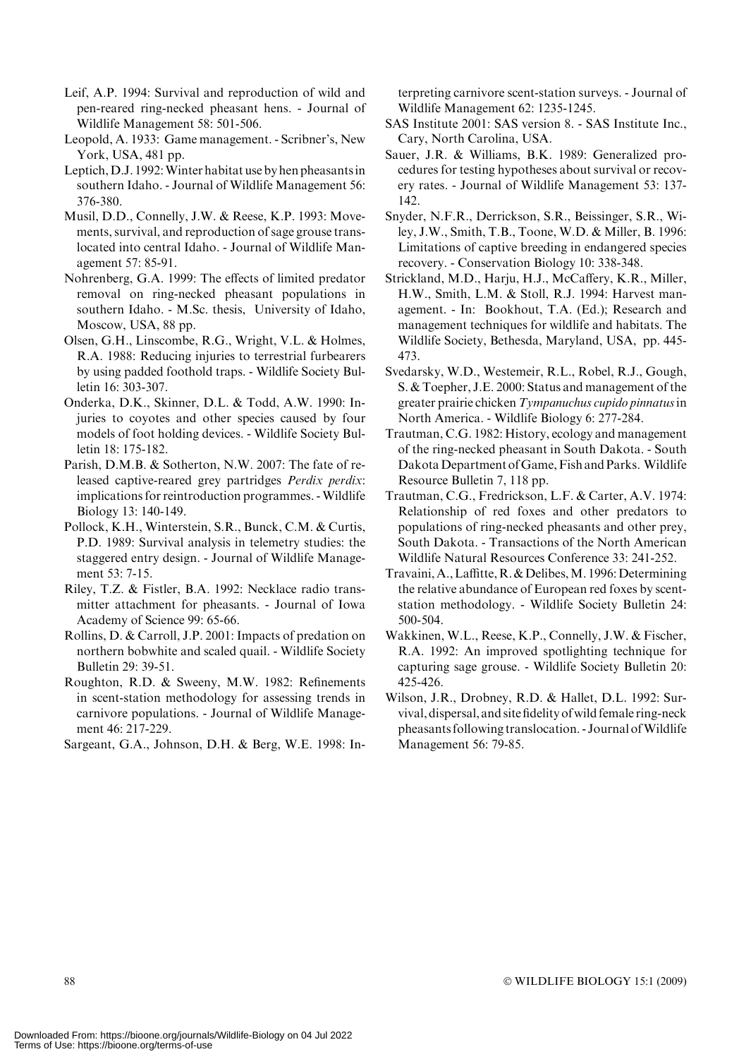Leif, A.P. 1994: Survival and reproduction of wild and pen-reared ring-necked pheasant hens. - Journal of Wildlife Management 58: 501-506.

Leopold, A. 1933: Game management. - Scribner's, New York, USA, 481 pp.

Leptich, D.J. 1992: Winter habitat use by hen pheasants in southern Idaho. - Journal of Wildlife Management 56: 376-380.

Musil, D.D., Connelly, J.W. & Reese, K.P. 1993: Movements, survival, and reproduction of sage grouse translocated into central Idaho. - Journal of Wildlife Management 57: 85-91.

Nohrenberg, G.A. 1999: The effects of limited predator removal on ring-necked pheasant populations in southern Idaho. - M.Sc. thesis, University of Idaho, Moscow, USA, 88 pp.

Olsen, G.H., Linscombe, R.G., Wright, V.L. & Holmes, R.A. 1988: Reducing injuries to terrestrial furbearers by using padded foothold traps. - Wildlife Society Bulletin 16: 303-307.

Onderka, D.K., Skinner, D.L. & Todd, A.W. 1990: Injuries to coyotes and other species caused by four models of foot holding devices. - Wildlife Society Bulletin 18: 175-182.

Parish, D.M.B. & Sotherton, N.W. 2007: The fate of released captive-reared grey partridges *Perdix perdix*: implications for reintroduction programmes. - Wildlife Biology 13: 140-149.

Pollock, K.H., Winterstein, S.R., Bunck, C.M. & Curtis, P.D. 1989: Survival analysis in telemetry studies: the staggered entry design. - Journal of Wildlife Management 53: 7-15.

Riley, T.Z. & Fistler, B.A. 1992: Necklace radio transmitter attachment for pheasants. - Journal of Iowa Academy of Science 99: 65-66.

Rollins, D. & Carroll, J.P. 2001: Impacts of predation on northern bobwhite and scaled quail. - Wildlife Society Bulletin 29: 39-51.

Roughton, R.D. & Sweeny, M.W. 1982: Refinements in scent-station methodology for assessing trends in carnivore populations. - Journal of Wildlife Management 46: 217-229.

Sargeant, G.A., Johnson, D.H. & Berg, W.E. 1998: Interpreting carnivore scent-station surveys. - Journal of Wildlife Management 62: 1235-1245.

SAS Institute 2001: SAS version 8. - SAS Institute Inc., Cary, North Carolina, USA.

Sauer, J.R. & Williams, B.K. 1989: Generalized procedures for testing hypotheses about survival or recovery rates. - Journal of Wildlife Management 53: 137-142.

Snyder, N.F.R., Derrickson, S.R., Beissinger, S.R., Wiley, J.W., Smith, T.B., Toone, W.D. & Miller, B. 1996: Limitations of captive breeding in endangered species recovery. - Conservation Biology 10: 338-348.

Strickland, M.D., Harju, H.J., McCaffery, K.R., Miller, H.W., Smith, L.M. & Stoll, R.J. 1994: Harvest management. - In: Bookhout, T.A. (Ed.); Research and management techniques for wildlife and habitats. The Wildlife Society, Bethesda, Maryland, USA, pp. 445-473.

Svedarsky, W.D., Westemeir, R.L., Robel, R.J., Gough, S. & Toepher, J.E. 2000: Status and management of the greater prairie chicken *Tympanuchus cupido pinnatus* in North America. - Wildlife Biology 6: 277-284.

Trautman, C.G. 1982: History, ecology and management of the ring-necked pheasant in South Dakota. - South Dakota Department of Game, Fish and Parks. Wildlife Resource Bulletin 7, 118 pp.

Trautman, C.G., Fredrickson, L.F. & Carter, A.V. 1974: Relationship of red foxes and other predators to populations of ring-necked pheasants and other prey, South Dakota. - Transactions of the North American Wildlife Natural Resources Conference 33: 241-252.

Travaini, A., Laffitte, R. & Delibes, M. 1996: Determining the relative abundance of European red foxes by scent-station methodology. - Wildlife Society Bulletin 24: 500-504.

Wakkinen, W.L., Reese, K.P., Connelly, J.W. & Fischer, R.A. 1992: An improved spotlighting technique for capturing sage grouse. - Wildlife Society Bulletin 20: 425-426.

Wilson, J.R., Drobney, R.D. & Hallet, D.L. 1992: Survival, dispersal, and site fidelity of wild female ring-neck pheasants following translocation. - Journal of Wildlife Management 56: 79-85.